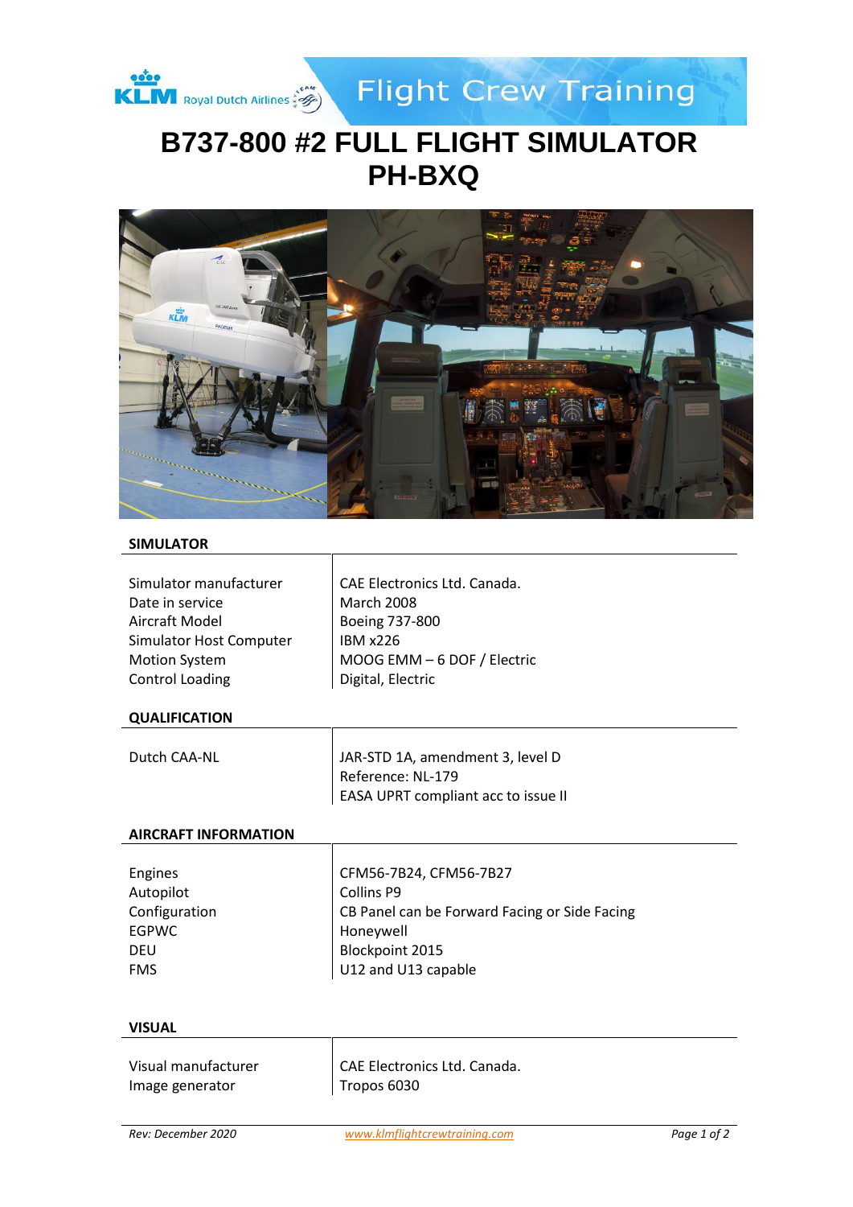Flight Crew Training

# B737-800 #2 FULL FLIGHT SIMULATOR PH-BXQ

## SIMULATOR

| | |
|---|---|
| Simulator manufacturer | CAE Electronics Ltd. Canada. |
| Date in service | March 2008 |
| Aircraft Model | Boeing 737-800 |
| Simulator Host Computer | IBM x226 |
| Motion System | MOOG EMM – 6 DOF / Electric |
| Control Loading | Digital, Electric |

## QUALIFICATION

| | |
|---|---|
| Dutch CAA-NL | JAR-STD 1A, amendment 3, level D<br>Reference: NL-179<br>EASA UPRT compliant acc to issue II |

## AIRCRAFT INFORMATION

| | |
|---|---|
| Engines | CFM56-7B24, CFM56-7B27 |
| Autopilot | Collins P9 |
| Configuration | CB Panel can be Forward Facing or Side Facing |
| EGPWC | Honeywell |
| DEU | Blockpoint 2015 |
| FMS | U12 and U13 capable |

## VISUAL

| | |
|---|---|
| Visual manufacturer | CAE Electronics Ltd. Canada. |
| Image generator | Tropos 6030 |

*Rev: December 2020* www.klmflightcrewtraining.com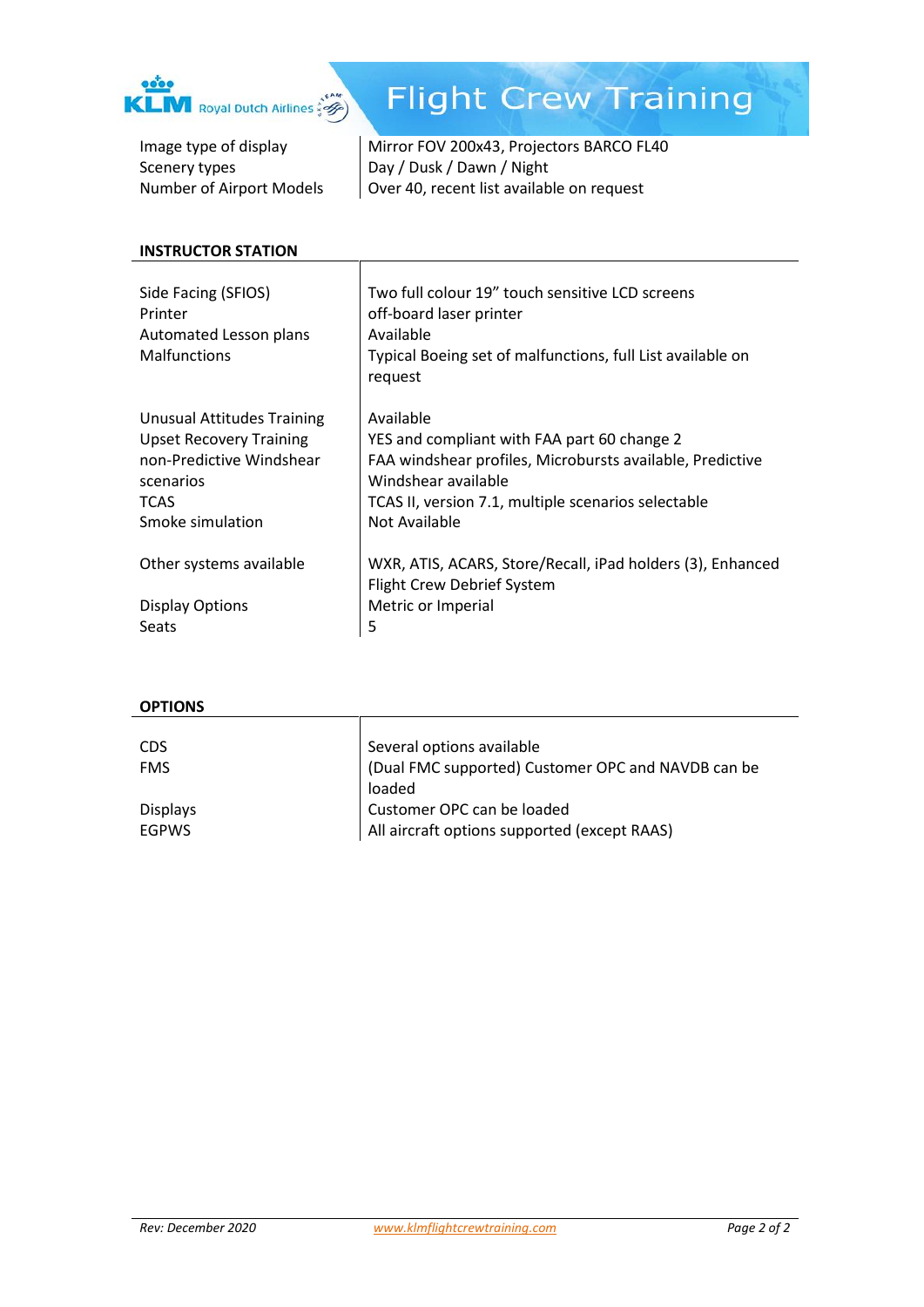| | |
|---|---|
| Image type of display | Mirror FOV 200x43, Projectors BARCO FL40 |
| Scenery types | Day / Dusk / Dawn / Night |
| Number of Airport Models | Over 40, recent list available on request |

**INSTRUCTOR STATION**

| | |
|---|---|
| Side Facing (SFIOS) | Two full colour 19” touch sensitive LCD screens |
| Printer | off-board laser printer |
| Automated Lesson plans | Available |
| Malfunctions | Typical Boeing set of malfunctions, full List available on request |
| Unusual Attitudes Training | Available |
| Upset Recovery Training | YES and compliant with FAA part 60 change 2 |
| non-Predictive Windshear scenarios | FAA windshear profiles, Microbursts available, Predictive Windshear available |
| TCAS | TCAS II, version 7.1, multiple scenarios selectable |
| Smoke simulation | Not Available |
| Other systems available | WXR, ATIS, ACARS, Store/Recall, iPad holders (3), Enhanced Flight Crew Debrief System |
| Display Options | Metric or Imperial |
| Seats | 5 |

**OPTIONS**

| | |
|---|---|
| CDS | Several options available |
| FMS | (Dual FMC supported) Customer OPC and NAVDB can be loaded |
| Displays | Customer OPC can be loaded |
| EGPWS | All aircraft options supported (except RAAS) |